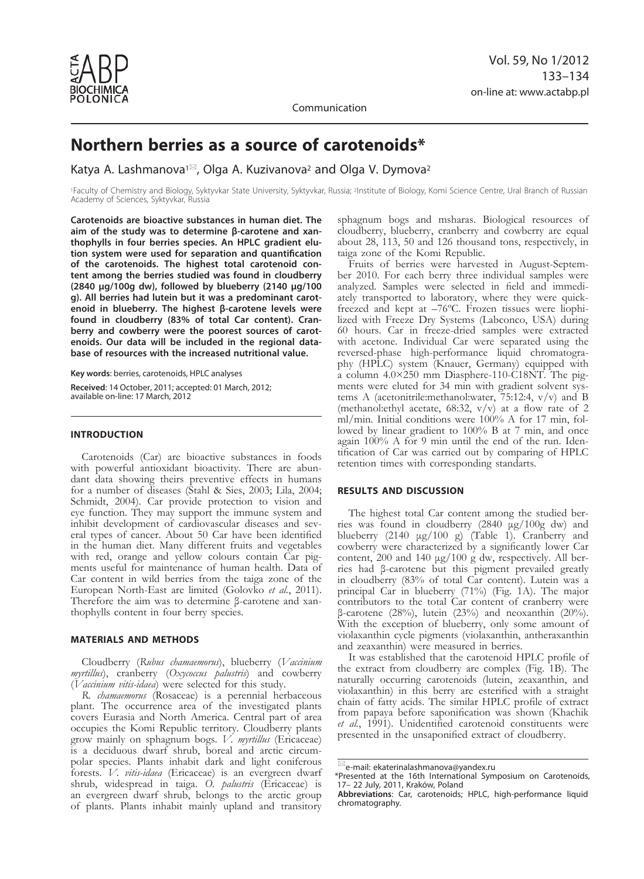Communication

# Northern berries as a source of carotenoids*

Katya A. Lashmanova[1]✉, Olga A. Kuzivanova[2] and Olga V. Dymova[2]

[1]Faculty of Chemistry and Biology, Syktyvkar State University, Syktyvkar, Russia; [2]Institute of Biology, Komi Science Centre, Ural Branch of Russian Academy of Sciences, Syktyvkar, Russia

**Carotenoids are bioactive substances in human diet. The aim of the study was to determine β-carotene and xanthophylls in four berries species. An HPLC gradient elution system were used for separation and quantification of the carotenoids. The highest total carotenoid content among the berries studied was found in cloudberry (2840 μg/100g dw), followed by blueberry (2140 μg/100 g). All berries had lutein but it was a predominant carotenoid in blueberry. The highest β-carotene levels were found in cloudberry (83% of total Car content). Cranberry and cowberry were the poorest sources of carotenoids. Our data will be included in the regional database of resources with the increased nutritional value.**

**Key words**: berries, carotenoids, HPLC analyses

**Received**: 14 October, 2011; accepted: 01 March, 2012; available on-line: 17 March, 2012

## INTRODUCTION

Carotenoids (Car) are bioactive substances in foods with powerful antioxidant bioactivity. There are abundant data showing theirs preventive effects in humans for a number of diseases (Stahl & Sies, 2003; Lila, 2004; Schmidt, 2004). Car provide protection to vision and eye function. They may support the immune system and inhibit development of cardiovascular diseases and several types of cancer. About 50 Car have been identified in the human diet. Many different fruits and vegetables with red, orange and yellow colours contain Car pigments useful for maintenance of human health. Data of Car content in wild berries from the taiga zone of the European North-East are limited (Golovko *et al*., 2011). Therefore the aim was to determine β-carotene and xanthophylls content in four berry species.

## MATERIALS AND METHODS

Cloudberry (*Rubus chamaemorus*), blueberry (*Vaccinium myrtillus*), cranberry (*Oxycoccus palustris*) and cowberry (*Vaccinium vitis-idaea*) were selected for this study.

*R. chamaemorus* (Rosaceae) is a perennial herbaceous plant. The occurrence area of the investigated plants covers Eurasia and North America. Central part of area occupies the Komi Republic territory. Cloudberry plants grow mainly on sphagnum bogs. *V. myrtillus* (Ericaceae) is a deciduous dwarf shrub, boreal and arctic circumpolar species. Plants inhabit dark and light coniferous forests. *V. vitis-idaea* (Ericaceae) is an evergreen dwarf shrub, widespread in taiga. *O. palustris* (Ericaceae) is an evergreen dwarf shrub, belongs to the arctic group of plants. Plants inhabit mainly upland and transitory sphagnum bogs and msharas. Biological resources of cloudberry, blueberry, cranberry and cowberry are equal about 28, 113, 50 and 126 thousand tons, respectively, in taiga zone of the Komi Republic.

Fruits of berries were harvested in August-September 2010. For each berry three individual samples were analyzed. Samples were selected in field and immediately transported to laboratory, where they were quick-freezed and kept at –76°C. Frozen tissues were liophilized with Freeze Dry Systems (Labconco, USA) during 60 hours. Car in freeze-dried samples were extracted with acetone. Individual Car were separated using the reversed-phase high-performance liquid chromatography (HPLC) system (Knauer, Germany) equipped with a column 4.0×250 mm Diasphere-110-C18NT. The pigments were eluted for 34 min with gradient solvent systems A (acetonitrile:methanol:water, 75:12:4, v/v) and B (methanol:ethyl acetate, 68:32, v/v) at a flow rate of 2 ml/min. Initial conditions were 100% A for 17 min, followed by linear gradient to 100% B at 7 min, and once again 100% A for 9 min until the end of the run. Identification of Car was carried out by comparing of HPLC retention times with corresponding standarts.

## RESULTS AND DISCUSSION

The highest total Car content among the studied berries was found in cloudberry (2840 μg/100g dw) and blueberry (2140 μg/100 g) (Table 1). Cranberry and cowberry were characterized by a significantly lower Car content, 200 and 140 μg/100 g dw, respectively. All berries had β-carotene but this pigment prevailed greatly in cloudberry (83% of total Car content). Lutein was a principal Car in blueberry (71%) (Fig. 1A). The major contributors to the total Car content of cranberry were β-carotene (28%), lutein (23%) and neoxanthin (20%). With the exception of blueberry, only some amount of violaxanthin cycle pigments (violaxanthin, antheraxanthin and zeaxanthin) were measured in berries.

It was established that the carotenoid HPLC profile of the extract from cloudberry are complex (Fig. 1B). The naturally occurring carotenoids (lutein, zeaxanthin, and violaxanthin) in this berry are esterified with a straight chain of fatty acids. The similar HPLC profile of extract from papaya before saponification was shown (Khachik *et al*., 1991). Unidentified carotenoid constituents were presented in the unsaponified extract of cloudberry.

---

✉e-mail: ekaterinalashmanova@yandex.ru

*Presented at the 16th International Symposium on Carotenoids, 17– 22 July, 2011, Kraków, Poland

**Abbreviations**: Car, carotenoids; HPLC, high-performance liquid chromatography.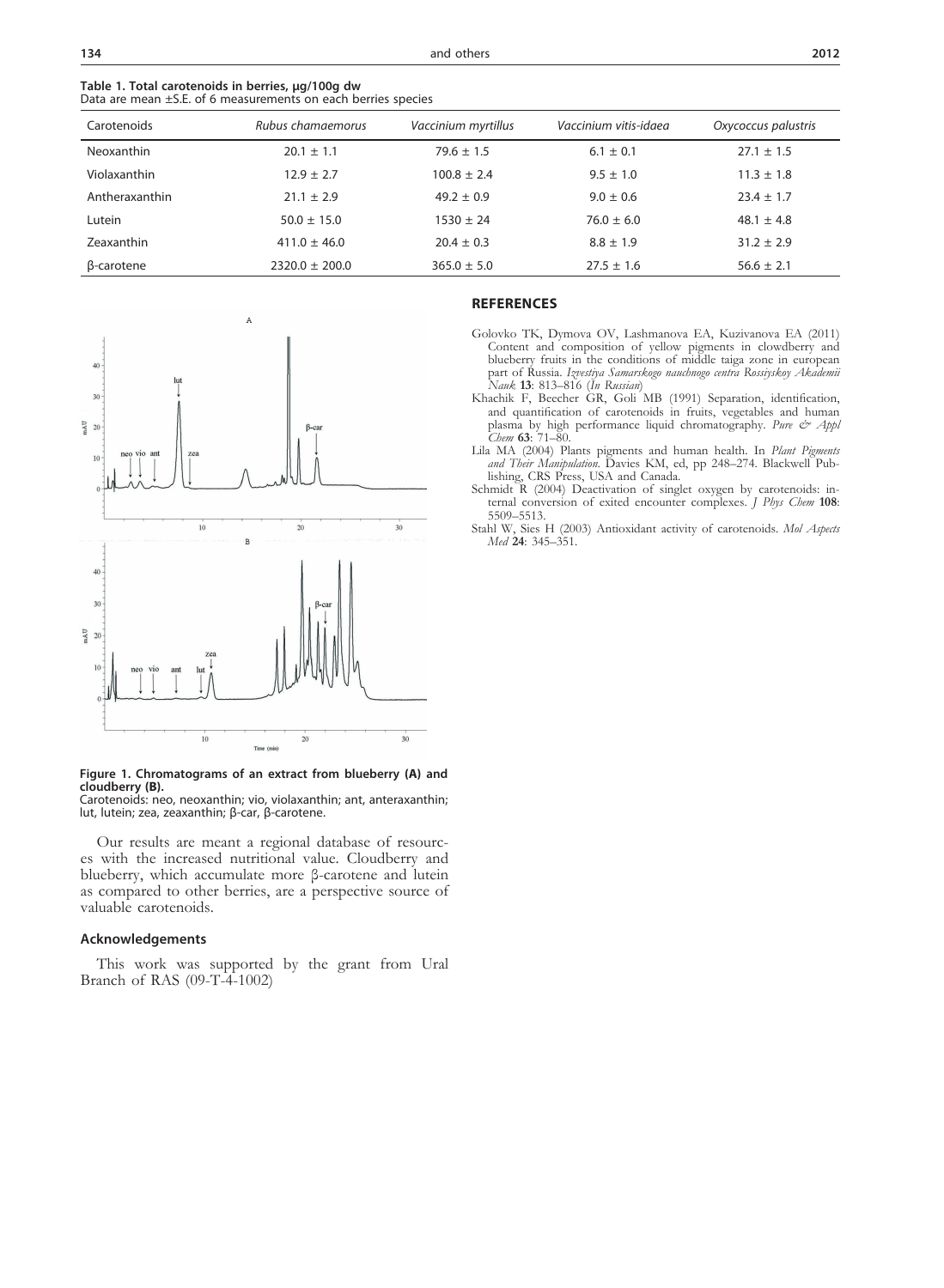**Table 1. Total carotenoids in berries, µg/100g dw**
Data are mean ±S.E. of 6 measurements on each berries species

| Carotenoids | *Rubus chamaemorus* | *Vaccinium myrtillus* | *Vaccinium vitis-idaea* | *Oxycoccus palustris* |
|---|---|---|---|---|
| Neoxanthin | 20.1 ± 1.1 | 79.6 ± 1.5 | 6.1 ± 0.1 | 27.1 ± 1.5 |
| Violaxanthin | 12.9 ± 2.7 | 100.8 ± 2.4 | 9.5 ± 1.0 | 11.3 ± 1.8 |
| Antheraxanthin | 21.1 ± 2.9 | 49.2 ± 0.9 | 9.0 ± 0.6 | 23.4 ± 1.7 |
| Lutein | 50.0 ± 15.0 | 1530 ± 24 | 76.0 ± 6.0 | 48.1 ± 4.8 |
| Zeaxanthin | 411.0 ± 46.0 | 20.4 ± 0.3 | 8.8 ± 1.9 | 31.2 ± 2.9 |
| β-carotene | 2320.0 ± 200.0 | 365.0 ± 5.0 | 27.5 ± 1.6 | 56.6 ± 2.1 |

A

mAU

lut

neo vio ant

zea

β-car

B

mAU

β-car

zea

neo vio ant lut

Time (min)

**Figure 1. Chromatograms of an extract from blueberry (A) and cloudberry (B).**
Carotenoids: neo, neoxanthin; vio, violaxanthin; ant, anteraxanthin; lut, lutein; zea, zeaxanthin; β-car, β-carotene.

Our results are meant a regional database of resources with the increased nutritional value. Cloudberry and blueberry, which accumulate more β-carotene and lutein as compared to other berries, are a perspective source of valuable carotenoids.

### Acknowledgements

This work was supported by the grant from Ural Branch of RAS (09-T-4-1002)

## REFERENCES

Golovko TK, Dymova OV, Lashmanova EA, Kuzivanova EA (2011) Content and composition of yellow pigments in cloudberry and blueberry fruits in the conditions of middle taiga zone in european part of Russia. *Izvestiya Samarskogo nauchnogo centra Rossiyskoy Akademii Nauk* **13**: 813–816 (*In Russian*)

Khachik F, Beecher GR, Goli MB (1991) Separation, identification, and quantification of carotenoids in fruits, vegetables and human plasma by high performance liquid chromatography. *Pure & Appl Chem* **63**: 71–80.

Lila MA (2004) Plants pigments and human health. In *Plant Pigments and Their Manipulation*. Davies KM, ed, pp 248–274. Blackwell Publishing, CRS Press, USA and Canada.

Schmidt R (2004) Deactivation of singlet oxygen by carotenoids: internal conversion of exited encounter complexes. *J Phys Chem* **108**: 5509–5513.

Stahl W, Sies H (2003) Antioxidant activity of carotenoids. *Mol Aspects Med* **24**: 345–351.